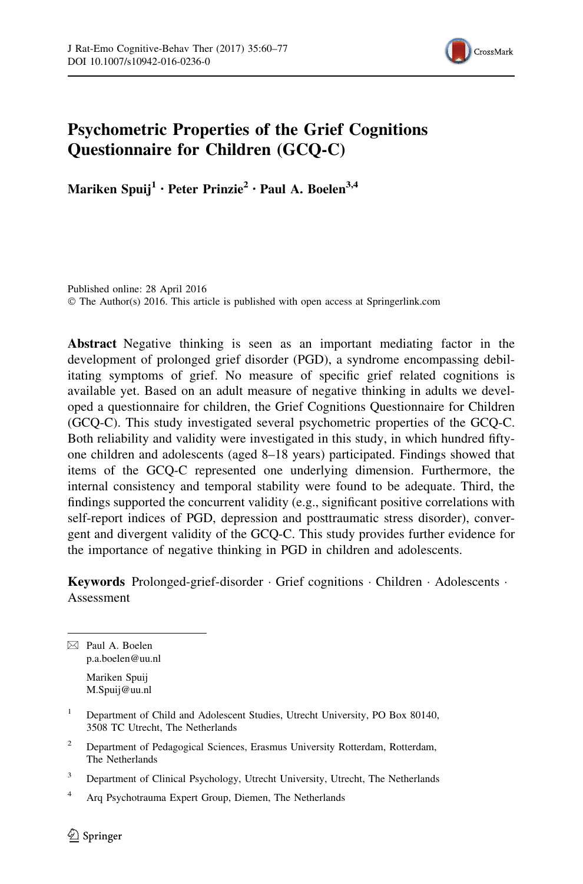# Psychometric Properties of the Grief Cognitions Questionnaire for Children (GCQ-C)

**Mariken Spuij[1] · Peter Prinzie[2] · Paul A. Boelen[3,4]**

Published online: 28 April 2016
© The Author(s) 2016. This article is published with open access at Springerlink.com

**Abstract** Negative thinking is seen as an important mediating factor in the development of prolonged grief disorder (PGD), a syndrome encompassing debilitating symptoms of grief. No measure of specific grief related cognitions is available yet. Based on an adult measure of negative thinking in adults we developed a questionnaire for children, the Grief Cognitions Questionnaire for Children (GCQ-C). This study investigated several psychometric properties of the GCQ-C. Both reliability and validity were investigated in this study, in which hundred fifty-one children and adolescents (aged 8–18 years) participated. Findings showed that items of the GCQ-C represented one underlying dimension. Furthermore, the internal consistency and temporal stability were found to be adequate. Third, the findings supported the concurrent validity (e.g., significant positive correlations with self-report indices of PGD, depression and posttraumatic stress disorder), convergent and divergent validity of the GCQ-C. This study provides further evidence for the importance of negative thinking in PGD in children and adolescents.

**Keywords** Prolonged-grief-disorder · Grief cognitions · Children · Adolescents · Assessment

---

✉ Paul A. Boelen
p.a.boelen@uu.nl

Mariken Spuij
M.Spuij@uu.nl

[1] Department of Child and Adolescent Studies, Utrecht University, PO Box 80140, 3508 TC Utrecht, The Netherlands

[2] Department of Pedagogical Sciences, Erasmus University Rotterdam, Rotterdam, The Netherlands

[3] Department of Clinical Psychology, Utrecht University, Utrecht, The Netherlands

[4] Arq Psychotrauma Expert Group, Diemen, The Netherlands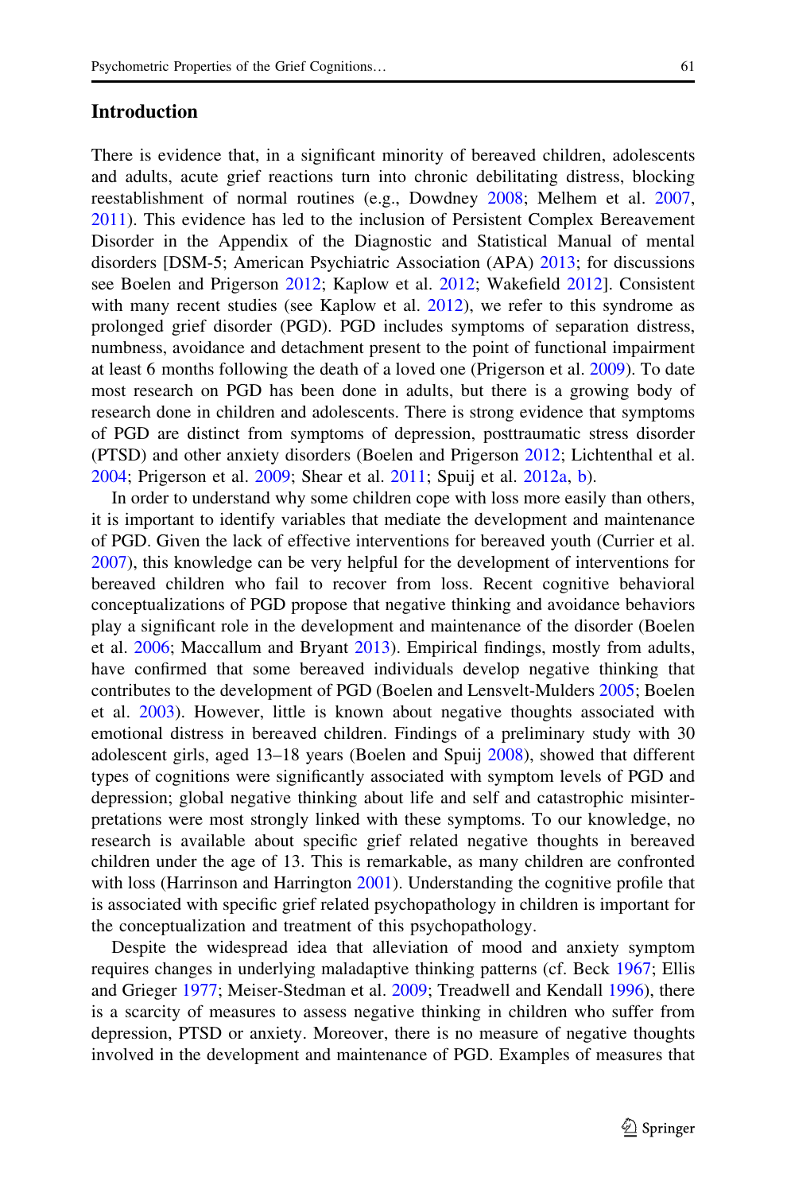## Introduction

There is evidence that, in a significant minority of bereaved children, adolescents and adults, acute grief reactions turn into chronic debilitating distress, blocking reestablishment of normal routines (e.g., Dowdney 2008; Melhem et al. 2007, 2011). This evidence has led to the inclusion of Persistent Complex Bereavement Disorder in the Appendix of the Diagnostic and Statistical Manual of mental disorders [DSM-5; American Psychiatric Association (APA) 2013; for discussions see Boelen and Prigerson 2012; Kaplow et al. 2012; Wakefield 2012]. Consistent with many recent studies (see Kaplow et al. 2012), we refer to this syndrome as prolonged grief disorder (PGD). PGD includes symptoms of separation distress, numbness, avoidance and detachment present to the point of functional impairment at least 6 months following the death of a loved one (Prigerson et al. 2009). To date most research on PGD has been done in adults, but there is a growing body of research done in children and adolescents. There is strong evidence that symptoms of PGD are distinct from symptoms of depression, posttraumatic stress disorder (PTSD) and other anxiety disorders (Boelen and Prigerson 2012; Lichtenthal et al. 2004; Prigerson et al. 2009; Shear et al. 2011; Spuij et al. 2012a, b).

In order to understand why some children cope with loss more easily than others, it is important to identify variables that mediate the development and maintenance of PGD. Given the lack of effective interventions for bereaved youth (Currier et al. 2007), this knowledge can be very helpful for the development of interventions for bereaved children who fail to recover from loss. Recent cognitive behavioral conceptualizations of PGD propose that negative thinking and avoidance behaviors play a significant role in the development and maintenance of the disorder (Boelen et al. 2006; Maccallum and Bryant 2013). Empirical findings, mostly from adults, have confirmed that some bereaved individuals develop negative thinking that contributes to the development of PGD (Boelen and Lensvelt-Mulders 2005; Boelen et al. 2003). However, little is known about negative thoughts associated with emotional distress in bereaved children. Findings of a preliminary study with 30 adolescent girls, aged 13–18 years (Boelen and Spuij 2008), showed that different types of cognitions were significantly associated with symptom levels of PGD and depression; global negative thinking about life and self and catastrophic misinterpretations were most strongly linked with these symptoms. To our knowledge, no research is available about specific grief related negative thoughts in bereaved children under the age of 13. This is remarkable, as many children are confronted with loss (Harrinson and Harrington 2001). Understanding the cognitive profile that is associated with specific grief related psychopathology in children is important for the conceptualization and treatment of this psychopathology.

Despite the widespread idea that alleviation of mood and anxiety symptom requires changes in underlying maladaptive thinking patterns (cf. Beck 1967; Ellis and Grieger 1977; Meiser-Stedman et al. 2009; Treadwell and Kendall 1996), there is a scarcity of measures to assess negative thinking in children who suffer from depression, PTSD or anxiety. Moreover, there is no measure of negative thoughts involved in the development and maintenance of PGD. Examples of measures that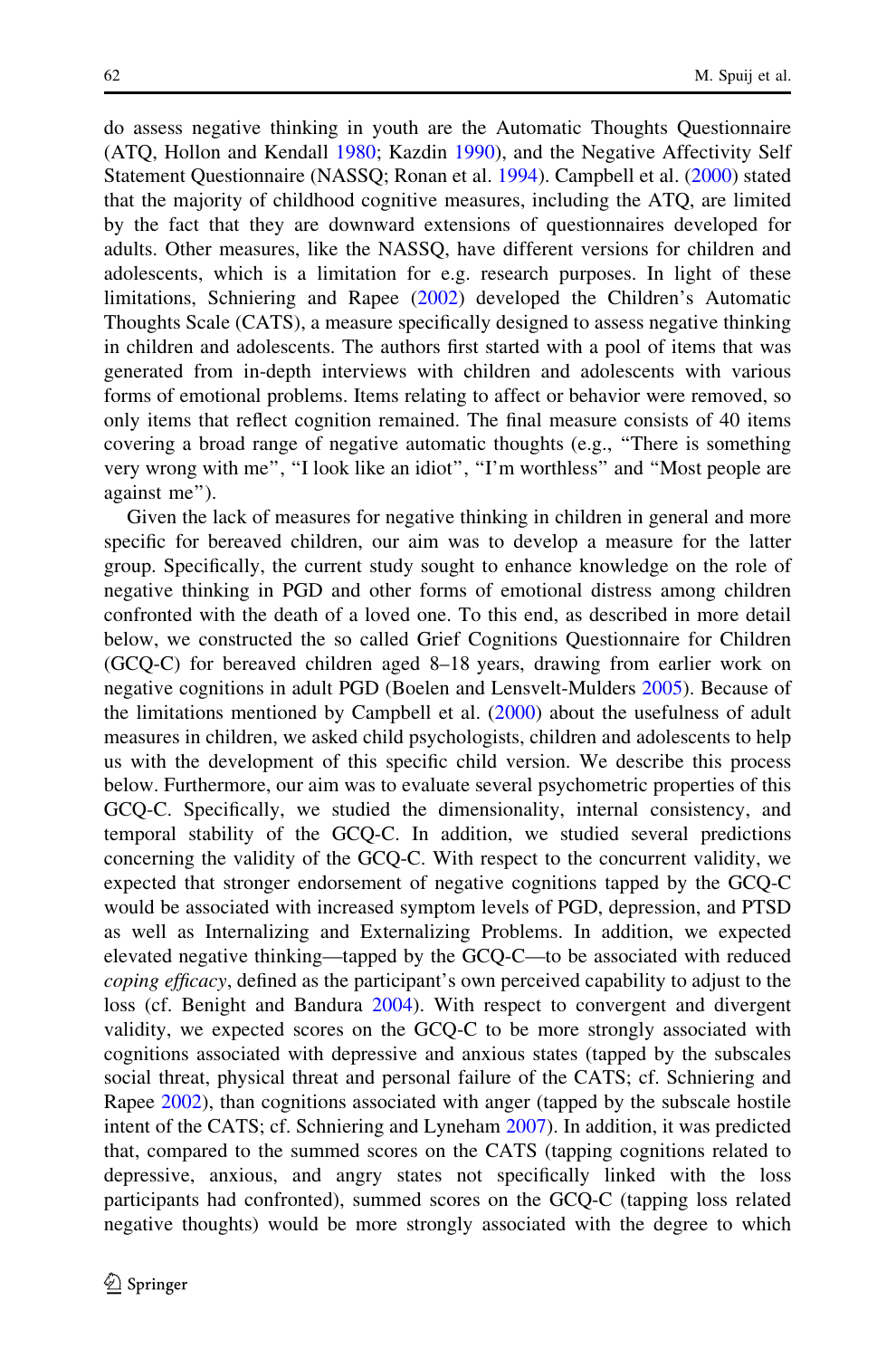do assess negative thinking in youth are the Automatic Thoughts Questionnaire (ATQ, Hollon and Kendall 1980; Kazdin 1990), and the Negative Affectivity Self Statement Questionnaire (NASSQ; Ronan et al. 1994). Campbell et al. (2000) stated that the majority of childhood cognitive measures, including the ATQ, are limited by the fact that they are downward extensions of questionnaires developed for adults. Other measures, like the NASSQ, have different versions for children and adolescents, which is a limitation for e.g. research purposes. In light of these limitations, Schniering and Rapee (2002) developed the Children's Automatic Thoughts Scale (CATS), a measure specifically designed to assess negative thinking in children and adolescents. The authors first started with a pool of items that was generated from in-depth interviews with children and adolescents with various forms of emotional problems. Items relating to affect or behavior were removed, so only items that reflect cognition remained. The final measure consists of 40 items covering a broad range of negative automatic thoughts (e.g., "There is something very wrong with me", "I look like an idiot", "I'm worthless" and "Most people are against me").

Given the lack of measures for negative thinking in children in general and more specific for bereaved children, our aim was to develop a measure for the latter group. Specifically, the current study sought to enhance knowledge on the role of negative thinking in PGD and other forms of emotional distress among children confronted with the death of a loved one. To this end, as described in more detail below, we constructed the so called Grief Cognitions Questionnaire for Children (GCQ-C) for bereaved children aged 8–18 years, drawing from earlier work on negative cognitions in adult PGD (Boelen and Lensvelt-Mulders 2005). Because of the limitations mentioned by Campbell et al. (2000) about the usefulness of adult measures in children, we asked child psychologists, children and adolescents to help us with the development of this specific child version. We describe this process below. Furthermore, our aim was to evaluate several psychometric properties of this GCQ-C. Specifically, we studied the dimensionality, internal consistency, and temporal stability of the GCQ-C. In addition, we studied several predictions concerning the validity of the GCQ-C. With respect to the concurrent validity, we expected that stronger endorsement of negative cognitions tapped by the GCQ-C would be associated with increased symptom levels of PGD, depression, and PTSD as well as Internalizing and Externalizing Problems. In addition, we expected elevated negative thinking—tapped by the GCQ-C—to be associated with reduced *coping efficacy*, defined as the participant's own perceived capability to adjust to the loss (cf. Benight and Bandura 2004). With respect to convergent and divergent validity, we expected scores on the GCQ-C to be more strongly associated with cognitions associated with depressive and anxious states (tapped by the subscales social threat, physical threat and personal failure of the CATS; cf. Schniering and Rapee 2002), than cognitions associated with anger (tapped by the subscale hostile intent of the CATS; cf. Schniering and Lyneham 2007). In addition, it was predicted that, compared to the summed scores on the CATS (tapping cognitions related to depressive, anxious, and angry states not specifically linked with the loss participants had confronted), summed scores on the GCQ-C (tapping loss related negative thoughts) would be more strongly associated with the degree to which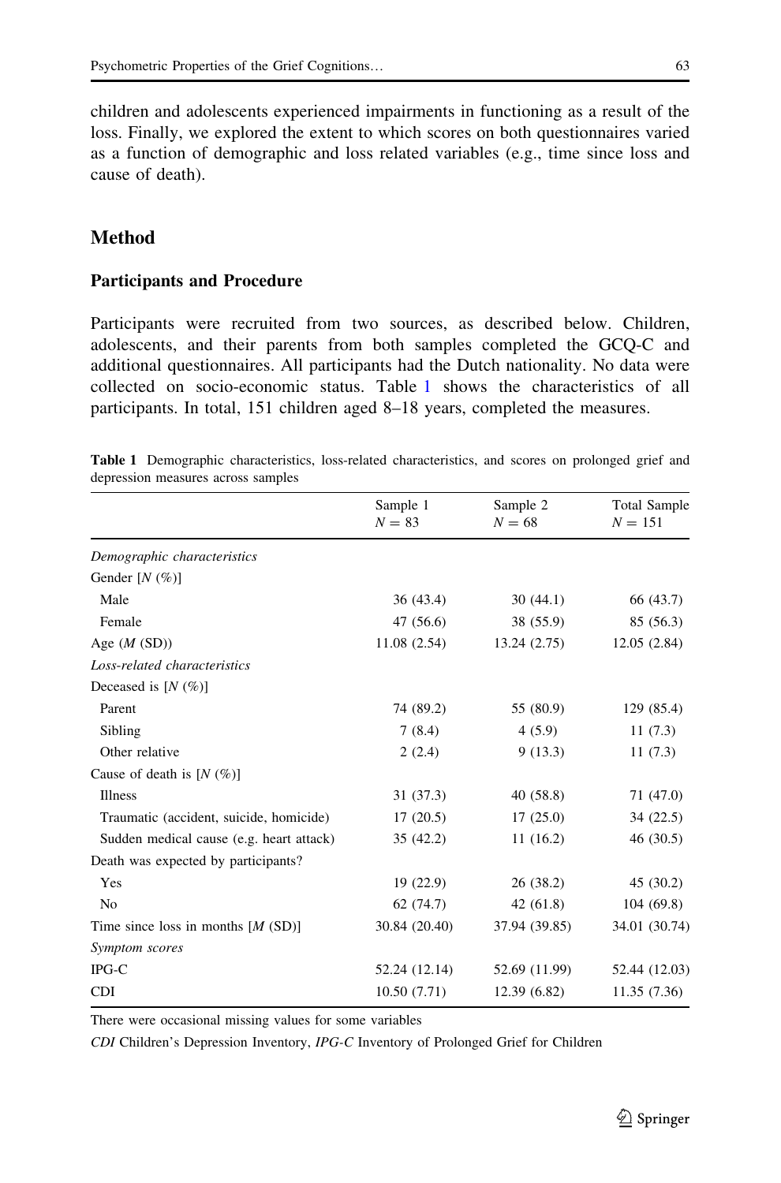children and adolescents experienced impairments in functioning as a result of the loss. Finally, we explored the extent to which scores on both questionnaires varied as a function of demographic and loss related variables (e.g., time since loss and cause of death).

## Method

### Participants and Procedure

Participants were recruited from two sources, as described below. Children, adolescents, and their parents from both samples completed the GCQ-C and additional questionnaires. All participants had the Dutch nationality. No data were collected on socio-economic status. Table 1 shows the characteristics of all participants. In total, 151 children aged 8–18 years, completed the measures.

**Table 1** Demographic characteristics, loss-related characteristics, and scores on prolonged grief and depression measures across samples

| | Sample 1 $N = 83$ | Sample 2 $N = 68$ | Total Sample $N = 151$ |
|---|---|---|---|
| *Demographic characteristics* | | | |
| Gender [*N* (%)] | | | |
| Male | 36 (43.4) | 30 (44.1) | 66 (43.7) |
| Female | 47 (56.6) | 38 (55.9) | 85 (56.3) |
| Age (*M* (SD)) | 11.08 (2.54) | 13.24 (2.75) | 12.05 (2.84) |
| *Loss-related characteristics* | | | |
| Deceased is [*N* (%)] | | | |
| Parent | 74 (89.2) | 55 (80.9) | 129 (85.4) |
| Sibling | 7 (8.4) | 4 (5.9) | 11 (7.3) |
| Other relative | 2 (2.4) | 9 (13.3) | 11 (7.3) |
| Cause of death is [*N* (%)] | | | |
| Illness | 31 (37.3) | 40 (58.8) | 71 (47.0) |
| Traumatic (accident, suicide, homicide) | 17 (20.5) | 17 (25.0) | 34 (22.5) |
| Sudden medical cause (e.g. heart attack) | 35 (42.2) | 11 (16.2) | 46 (30.5) |
| Death was expected by participants? | | | |
| Yes | 19 (22.9) | 26 (38.2) | 45 (30.2) |
| No | 62 (74.7) | 42 (61.8) | 104 (69.8) |
| Time since loss in months [*M* (SD)] | 30.84 (20.40) | 37.94 (39.85) | 34.01 (30.74) |
| *Symptom scores* | | | |
| IPG-C | 52.24 (12.14) | 52.69 (11.99) | 52.44 (12.03) |
| CDI | 10.50 (7.71) | 12.39 (6.82) | 11.35 (7.36) |

There were occasional missing values for some variables

*CDI* Children's Depression Inventory, *IPG-C* Inventory of Prolonged Grief for Children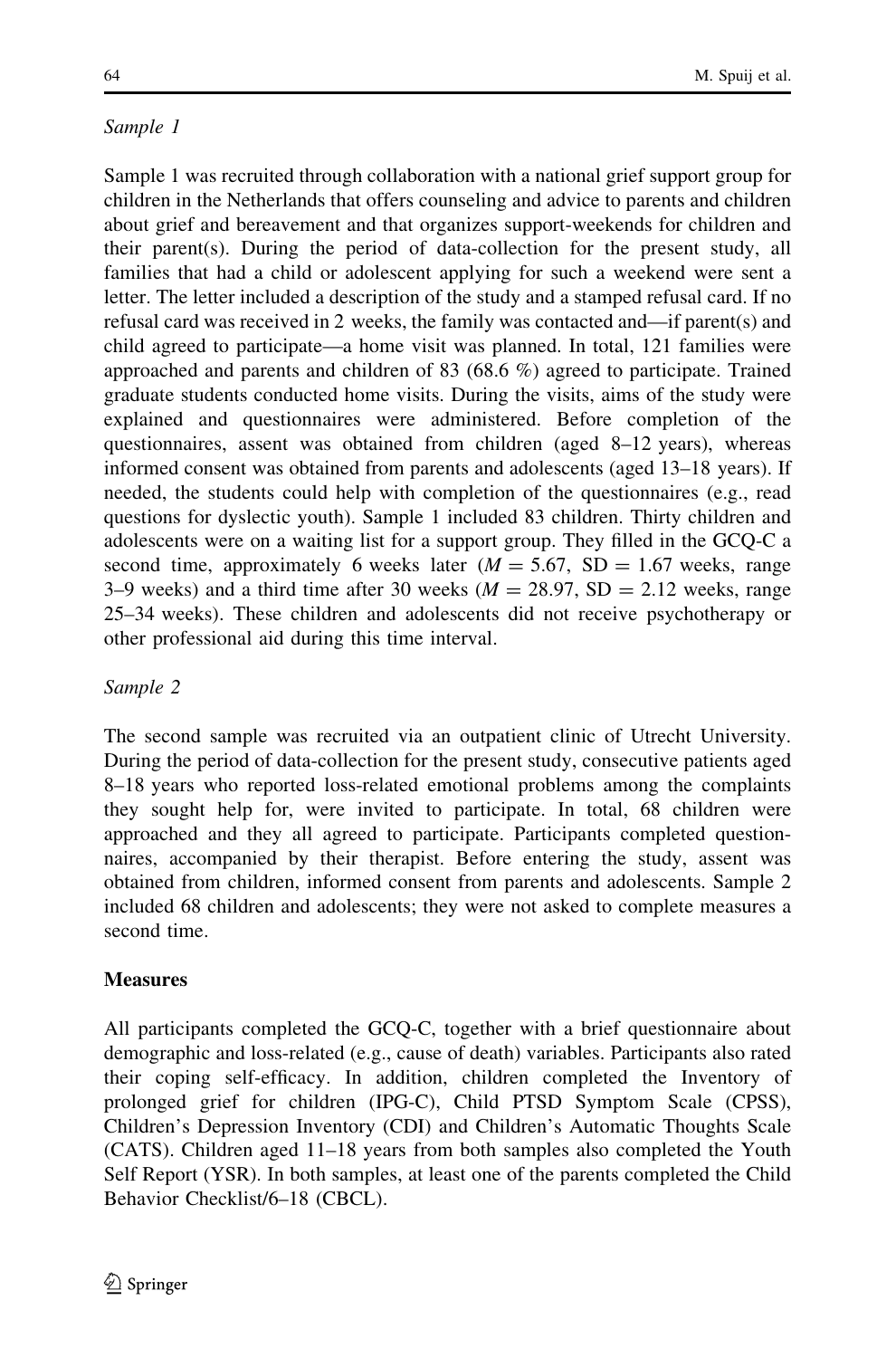*Sample 1*

Sample 1 was recruited through collaboration with a national grief support group for children in the Netherlands that offers counseling and advice to parents and children about grief and bereavement and that organizes support-weekends for children and their parent(s). During the period of data-collection for the present study, all families that had a child or adolescent applying for such a weekend were sent a letter. The letter included a description of the study and a stamped refusal card. If no refusal card was received in 2 weeks, the family was contacted and—if parent(s) and child agreed to participate—a home visit was planned. In total, 121 families were approached and parents and children of 83 (68.6 %) agreed to participate. Trained graduate students conducted home visits. During the visits, aims of the study were explained and questionnaires were administered. Before completion of the questionnaires, assent was obtained from children (aged 8–12 years), whereas informed consent was obtained from parents and adolescents (aged 13–18 years). If needed, the students could help with completion of the questionnaires (e.g., read questions for dyslectic youth). Sample 1 included 83 children. Thirty children and adolescents were on a waiting list for a support group. They filled in the GCQ-C a second time, approximately 6 weeks later ($M = 5.67$, SD $= 1.67$ weeks, range 3–9 weeks) and a third time after 30 weeks ($M = 28.97$, SD $= 2.12$ weeks, range 25–34 weeks). These children and adolescents did not receive psychotherapy or other professional aid during this time interval.

*Sample 2*

The second sample was recruited via an outpatient clinic of Utrecht University. During the period of data-collection for the present study, consecutive patients aged 8–18 years who reported loss-related emotional problems among the complaints they sought help for, were invited to participate. In total, 68 children were approached and they all agreed to participate. Participants completed questionnaires, accompanied by their therapist. Before entering the study, assent was obtained from children, informed consent from parents and adolescents. Sample 2 included 68 children and adolescents; they were not asked to complete measures a second time.

**Measures**

All participants completed the GCQ-C, together with a brief questionnaire about demographic and loss-related (e.g., cause of death) variables. Participants also rated their coping self-efficacy. In addition, children completed the Inventory of prolonged grief for children (IPG-C), Child PTSD Symptom Scale (CPSS), Children's Depression Inventory (CDI) and Children's Automatic Thoughts Scale (CATS). Children aged 11–18 years from both samples also completed the Youth Self Report (YSR). In both samples, at least one of the parents completed the Child Behavior Checklist/6–18 (CBCL).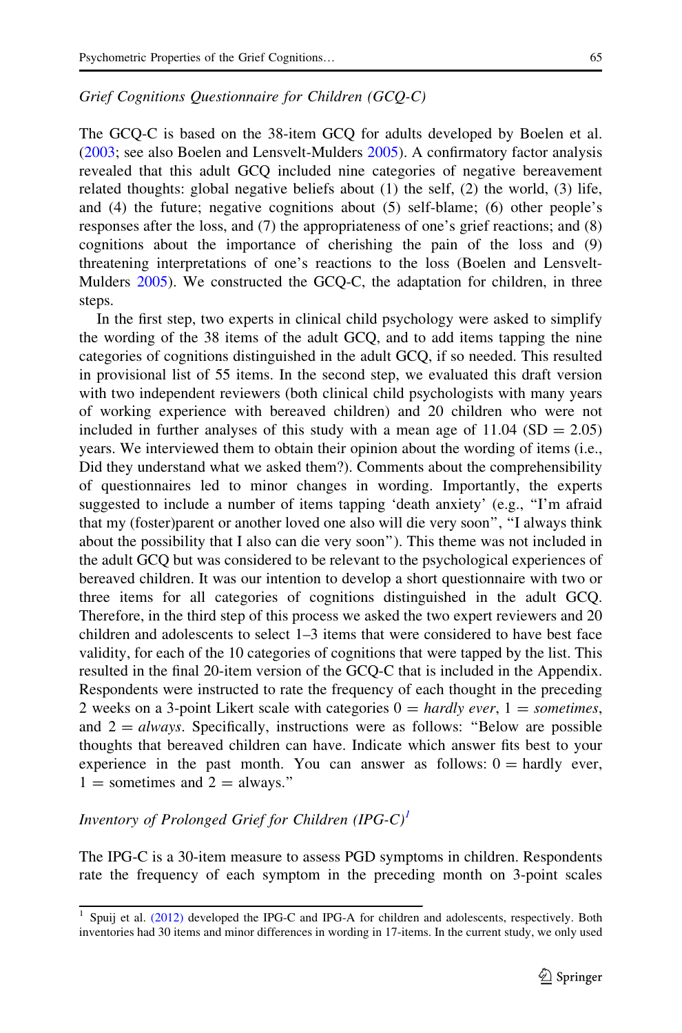*Grief Cognitions Questionnaire for Children (GCQ-C)*

The GCQ-C is based on the 38-item GCQ for adults developed by Boelen et al. (2003; see also Boelen and Lensvelt-Mulders 2005). A confirmatory factor analysis revealed that this adult GCQ included nine categories of negative bereavement related thoughts: global negative beliefs about (1) the self, (2) the world, (3) life, and (4) the future; negative cognitions about (5) self-blame; (6) other people's responses after the loss, and (7) the appropriateness of one's grief reactions; and (8) cognitions about the importance of cherishing the pain of the loss and (9) threatening interpretations of one's reactions to the loss (Boelen and Lensvelt-Mulders 2005). We constructed the GCQ-C, the adaptation for children, in three steps.

In the first step, two experts in clinical child psychology were asked to simplify the wording of the 38 items of the adult GCQ, and to add items tapping the nine categories of cognitions distinguished in the adult GCQ, if so needed. This resulted in provisional list of 55 items. In the second step, we evaluated this draft version with two independent reviewers (both clinical child psychologists with many years of working experience with bereaved children) and 20 children who were not included in further analyses of this study with a mean age of 11.04 (SD = 2.05) years. We interviewed them to obtain their opinion about the wording of items (i.e., Did they understand what we asked them?). Comments about the comprehensibility of questionnaires led to minor changes in wording. Importantly, the experts suggested to include a number of items tapping 'death anxiety' (e.g., "I'm afraid that my (foster)parent or another loved one also will die very soon", "I always think about the possibility that I also can die very soon"). This theme was not included in the adult GCQ but was considered to be relevant to the psychological experiences of bereaved children. It was our intention to develop a short questionnaire with two or three items for all categories of cognitions distinguished in the adult GCQ. Therefore, in the third step of this process we asked the two expert reviewers and 20 children and adolescents to select 1–3 items that were considered to have best face validity, for each of the 10 categories of cognitions that were tapped by the list. This resulted in the final 20-item version of the GCQ-C that is included in the Appendix. Respondents were instructed to rate the frequency of each thought in the preceding 2 weeks on a 3-point Likert scale with categories 0 = *hardly ever*, 1 = *sometimes*, and 2 = *always*. Specifically, instructions were as follows: "Below are possible thoughts that bereaved children can have. Indicate which answer fits best to your experience in the past month. You can answer as follows: 0 = hardly ever, 1 = sometimes and 2 = always."

*Inventory of Prolonged Grief for Children (IPG-C)*[1]

The IPG-C is a 30-item measure to assess PGD symptoms in children. Respondents rate the frequency of each symptom in the preceding month on 3-point scales

[1] Spuij et al. (2012) developed the IPG-C and IPG-A for children and adolescents, respectively. Both inventories had 30 items and minor differences in wording in 17-items. In the current study, we only used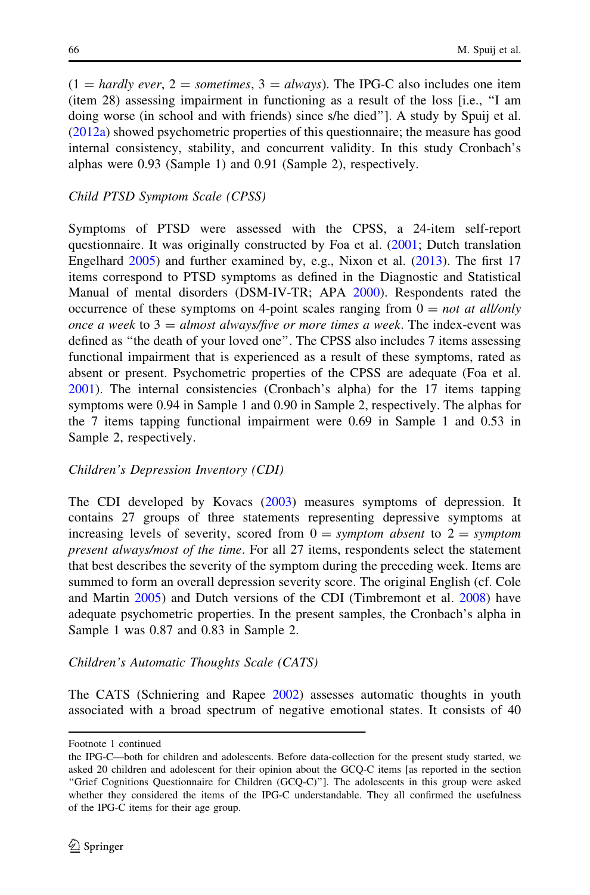(1 = *hardly ever*, 2 = *sometimes*, 3 = *always*). The IPG-C also includes one item (item 28) assessing impairment in functioning as a result of the loss [i.e., "I am doing worse (in school and with friends) since s/he died"]. A study by Spuij et al. (2012a) showed psychometric properties of this questionnaire; the measure has good internal consistency, stability, and concurrent validity. In this study Cronbach's alphas were 0.93 (Sample 1) and 0.91 (Sample 2), respectively.

*Child PTSD Symptom Scale (CPSS)*

Symptoms of PTSD were assessed with the CPSS, a 24-item self-report questionnaire. It was originally constructed by Foa et al. (2001; Dutch translation Engelhard 2005) and further examined by, e.g., Nixon et al. (2013). The first 17 items correspond to PTSD symptoms as defined in the Diagnostic and Statistical Manual of mental disorders (DSM-IV-TR; APA 2000). Respondents rated the occurrence of these symptoms on 4-point scales ranging from 0 = *not at all/only once a week* to 3 = *almost always/five or more times a week*. The index-event was defined as "the death of your loved one". The CPSS also includes 7 items assessing functional impairment that is experienced as a result of these symptoms, rated as absent or present. Psychometric properties of the CPSS are adequate (Foa et al. 2001). The internal consistencies (Cronbach's alpha) for the 17 items tapping symptoms were 0.94 in Sample 1 and 0.90 in Sample 2, respectively. The alphas for the 7 items tapping functional impairment were 0.69 in Sample 1 and 0.53 in Sample 2, respectively.

*Children's Depression Inventory (CDI)*

The CDI developed by Kovacs (2003) measures symptoms of depression. It contains 27 groups of three statements representing depressive symptoms at increasing levels of severity, scored from 0 = *symptom absent* to 2 = *symptom present always/most of the time*. For all 27 items, respondents select the statement that best describes the severity of the symptom during the preceding week. Items are summed to form an overall depression severity score. The original English (cf. Cole and Martin 2005) and Dutch versions of the CDI (Timbremont et al. 2008) have adequate psychometric properties. In the present samples, the Cronbach's alpha in Sample 1 was 0.87 and 0.83 in Sample 2.

*Children's Automatic Thoughts Scale (CATS)*

The CATS (Schniering and Rapee 2002) assesses automatic thoughts in youth associated with a broad spectrum of negative emotional states. It consists of 40

---

Footnote 1 continued
the IPG-C—both for children and adolescents. Before data-collection for the present study started, we asked 20 children and adolescent for their opinion about the GCQ-C items [as reported in the section "Grief Cognitions Questionnaire for Children (GCQ-C)"]. The adolescents in this group were asked whether they considered the items of the IPG-C understandable. They all confirmed the usefulness of the IPG-C items for their age group.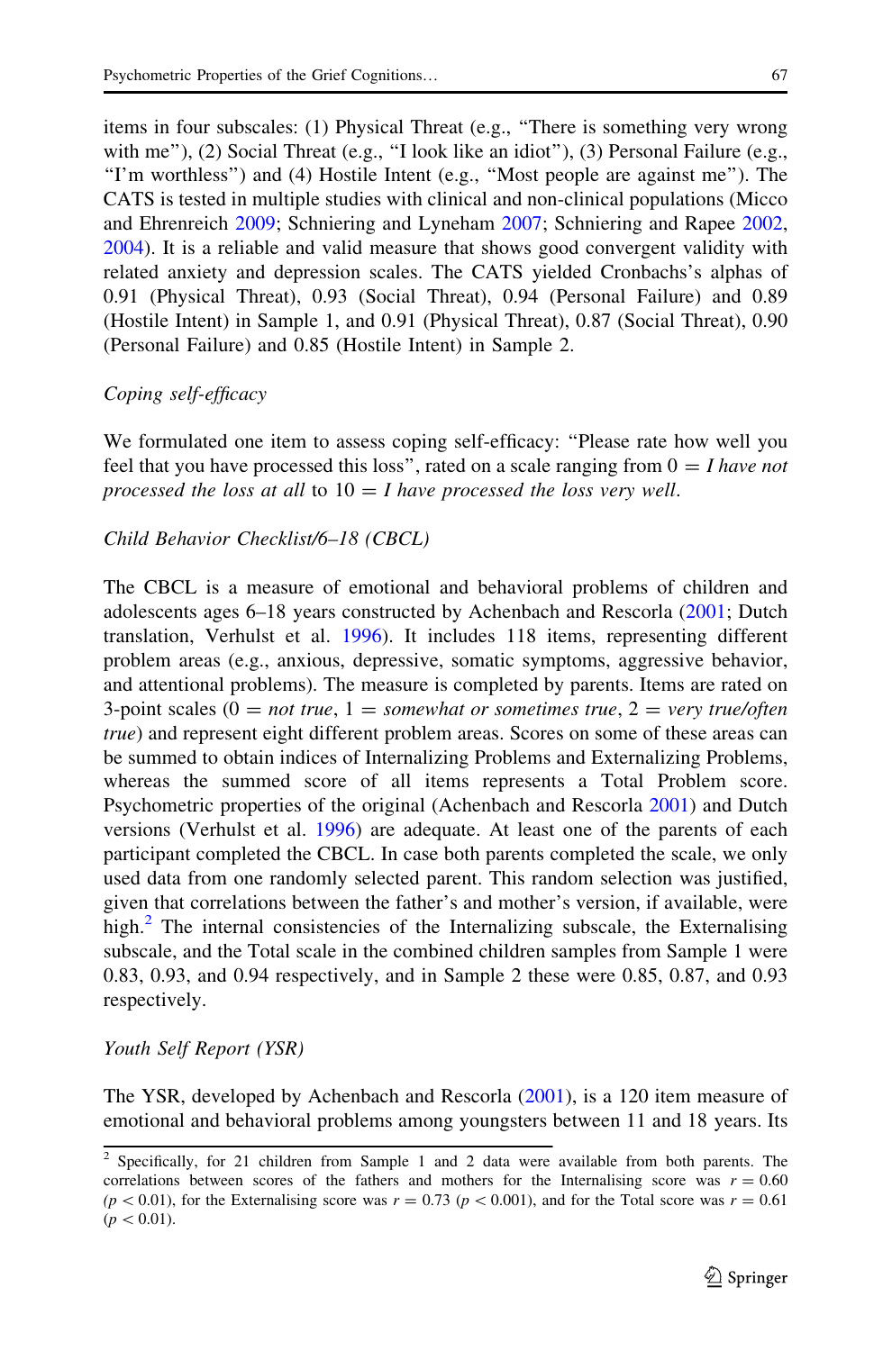items in four subscales: (1) Physical Threat (e.g., "There is something very wrong with me"), (2) Social Threat (e.g., "I look like an idiot"), (3) Personal Failure (e.g., "I'm worthless") and (4) Hostile Intent (e.g., "Most people are against me"). The CATS is tested in multiple studies with clinical and non-clinical populations (Micco and Ehrenreich 2009; Schniering and Lyneham 2007; Schniering and Rapee 2002, 2004). It is a reliable and valid measure that shows good convergent validity with related anxiety and depression scales. The CATS yielded Cronbachs's alphas of 0.91 (Physical Threat), 0.93 (Social Threat), 0.94 (Personal Failure) and 0.89 (Hostile Intent) in Sample 1, and 0.91 (Physical Threat), 0.87 (Social Threat), 0.90 (Personal Failure) and 0.85 (Hostile Intent) in Sample 2.

*Coping self-efficacy*

We formulated one item to assess coping self-efficacy: "Please rate how well you feel that you have processed this loss", rated on a scale ranging from 0 = *I have not processed the loss at all* to 10 = *I have processed the loss very well*.

*Child Behavior Checklist/6–18 (CBCL)*

The CBCL is a measure of emotional and behavioral problems of children and adolescents ages 6–18 years constructed by Achenbach and Rescorla (2001; Dutch translation, Verhulst et al. 1996). It includes 118 items, representing different problem areas (e.g., anxious, depressive, somatic symptoms, aggressive behavior, and attentional problems). The measure is completed by parents. Items are rated on 3-point scales (0 = *not true*, 1 = *somewhat or sometimes true*, 2 = *very true/often true*) and represent eight different problem areas. Scores on some of these areas can be summed to obtain indices of Internalizing Problems and Externalizing Problems, whereas the summed score of all items represents a Total Problem score. Psychometric properties of the original (Achenbach and Rescorla 2001) and Dutch versions (Verhulst et al. 1996) are adequate. At least one of the parents of each participant completed the CBCL. In case both parents completed the scale, we only used data from one randomly selected parent. This random selection was justified, given that correlations between the father's and mother's version, if available, were high.[2] The internal consistencies of the Internalizing subscale, the Externalising subscale, and the Total scale in the combined children samples from Sample 1 were 0.83, 0.93, and 0.94 respectively, and in Sample 2 these were 0.85, 0.87, and 0.93 respectively.

*Youth Self Report (YSR)*

The YSR, developed by Achenbach and Rescorla (2001), is a 120 item measure of emotional and behavioral problems among youngsters between 11 and 18 years. Its

[2] Specifically, for 21 children from Sample 1 and 2 data were available from both parents. The correlations between scores of the fathers and mothers for the Internalising score was $r = 0.60$ ($p < 0.01$), for the Externalising score was $r = 0.73$ ($p < 0.001$), and for the Total score was $r = 0.61$ ($p < 0.01$).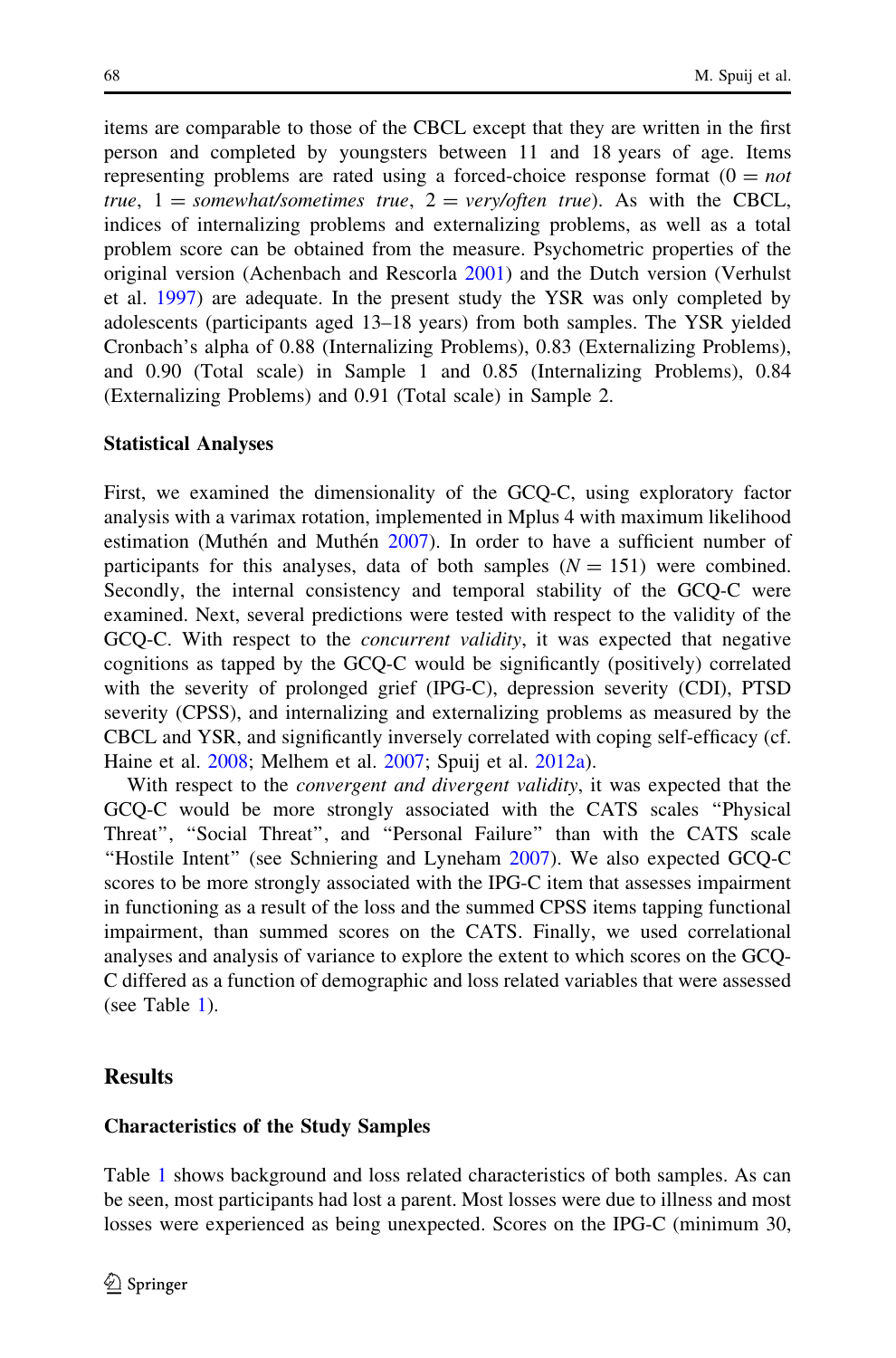items are comparable to those of the CBCL except that they are written in the first person and completed by youngsters between 11 and 18 years of age. Items representing problems are rated using a forced-choice response format (0 = *not true*, 1 = *somewhat/sometimes true*, 2 = *very/often true*). As with the CBCL, indices of internalizing problems and externalizing problems, as well as a total problem score can be obtained from the measure. Psychometric properties of the original version (Achenbach and Rescorla 2001) and the Dutch version (Verhulst et al. 1997) are adequate. In the present study the YSR was only completed by adolescents (participants aged 13–18 years) from both samples. The YSR yielded Cronbach's alpha of 0.88 (Internalizing Problems), 0.83 (Externalizing Problems), and 0.90 (Total scale) in Sample 1 and 0.85 (Internalizing Problems), 0.84 (Externalizing Problems) and 0.91 (Total scale) in Sample 2.

### Statistical Analyses

First, we examined the dimensionality of the GCQ-C, using exploratory factor analysis with a varimax rotation, implemented in Mplus 4 with maximum likelihood estimation (Muthén and Muthén 2007). In order to have a sufficient number of participants for this analyses, data of both samples ($N = 151$) were combined. Secondly, the internal consistency and temporal stability of the GCQ-C were examined. Next, several predictions were tested with respect to the validity of the GCQ-C. With respect to the *concurrent validity*, it was expected that negative cognitions as tapped by the GCQ-C would be significantly (positively) correlated with the severity of prolonged grief (IPG-C), depression severity (CDI), PTSD severity (CPSS), and internalizing and externalizing problems as measured by the CBCL and YSR, and significantly inversely correlated with coping self-efficacy (cf. Haine et al. 2008; Melhem et al. 2007; Spuij et al. 2012a).

With respect to the *convergent and divergent validity*, it was expected that the GCQ-C would be more strongly associated with the CATS scales "Physical Threat", "Social Threat", and "Personal Failure" than with the CATS scale "Hostile Intent" (see Schniering and Lyneham 2007). We also expected GCQ-C scores to be more strongly associated with the IPG-C item that assesses impairment in functioning as a result of the loss and the summed CPSS items tapping functional impairment, than summed scores on the CATS. Finally, we used correlational analyses and analysis of variance to explore the extent to which scores on the GCQ-C differed as a function of demographic and loss related variables that were assessed (see Table 1).

## Results

### Characteristics of the Study Samples

Table 1 shows background and loss related characteristics of both samples. As can be seen, most participants had lost a parent. Most losses were due to illness and most losses were experienced as being unexpected. Scores on the IPG-C (minimum 30,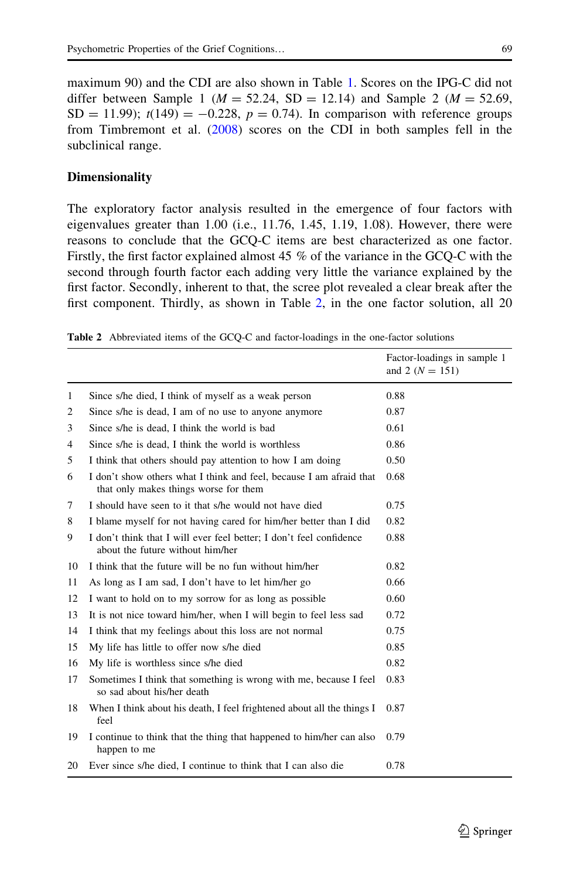maximum 90) and the CDI are also shown in Table 1. Scores on the IPG-C did not differ between Sample 1 ($M = 52.24$, $SD = 12.14$) and Sample 2 ($M = 52.69$, $SD = 11.99$); $t(149) = -0.228$, $p = 0.74$). In comparison with reference groups from Timbremont et al. (2008) scores on the CDI in both samples fell in the subclinical range.

### Dimensionality

The exploratory factor analysis resulted in the emergence of four factors with eigenvalues greater than 1.00 (i.e., 11.76, 1.45, 1.19, 1.08). However, there were reasons to conclude that the GCQ-C items are best characterized as one factor. Firstly, the first factor explained almost 45 % of the variance in the GCQ-C with the second through fourth factor each adding very little the variance explained by the first factor. Secondly, inherent to that, the scree plot revealed a clear break after the first component. Thirdly, as shown in Table 2, in the one factor solution, all 20

**Table 2** Abbreviated items of the GCQ-C and factor-loadings in the one-factor solutions

| | | Factor-loadings in sample 1 and 2 ($N = 151$) |
|---|---|---|
| 1 | Since s/he died, I think of myself as a weak person | 0.88 |
| 2 | Since s/he is dead, I am of no use to anyone anymore | 0.87 |
| 3 | Since s/he is dead, I think the world is bad | 0.61 |
| 4 | Since s/he is dead, I think the world is worthless | 0.86 |
| 5 | I think that others should pay attention to how I am doing | 0.50 |
| 6 | I don't show others what I think and feel, because I am afraid that that only makes things worse for them | 0.68 |
| 7 | I should have seen to it that s/he would not have died | 0.75 |
| 8 | I blame myself for not having cared for him/her better than I did | 0.82 |
| 9 | I don't think that I will ever feel better; I don't feel confidence about the future without him/her | 0.88 |
| 10 | I think that the future will be no fun without him/her | 0.82 |
| 11 | As long as I am sad, I don't have to let him/her go | 0.66 |
| 12 | I want to hold on to my sorrow for as long as possible | 0.60 |
| 13 | It is not nice toward him/her, when I will begin to feel less sad | 0.72 |
| 14 | I think that my feelings about this loss are not normal | 0.75 |
| 15 | My life has little to offer now s/he died | 0.85 |
| 16 | My life is worthless since s/he died | 0.82 |
| 17 | Sometimes I think that something is wrong with me, because I feel so sad about his/her death | 0.83 |
| 18 | When I think about his death, I feel frightened about all the things I feel | 0.87 |
| 19 | I continue to think that the thing that happened to him/her can also happen to me | 0.79 |
| 20 | Ever since s/he died, I continue to think that I can also die | 0.78 |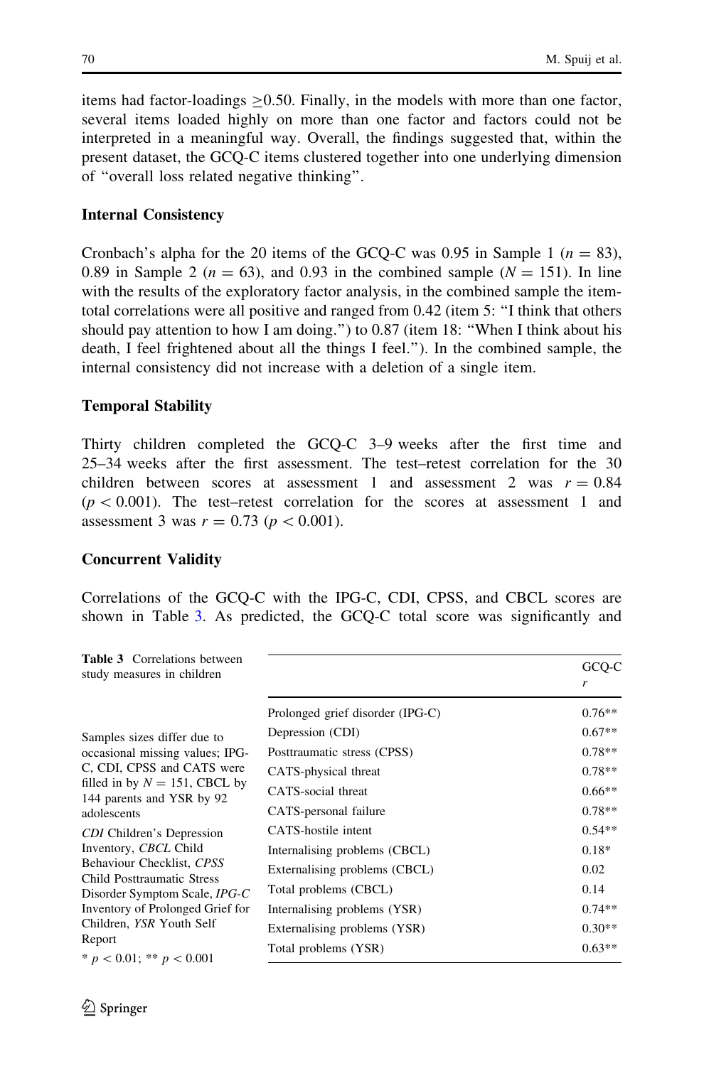items had factor-loadings $\geq 0.50$. Finally, in the models with more than one factor, several items loaded highly on more than one factor and factors could not be interpreted in a meaningful way. Overall, the findings suggested that, within the present dataset, the GCQ-C items clustered together into one underlying dimension of "overall loss related negative thinking".

### Internal Consistency

Cronbach's alpha for the 20 items of the GCQ-C was 0.95 in Sample 1 ($n = 83$), 0.89 in Sample 2 ($n = 63$), and 0.93 in the combined sample ($N = 151$). In line with the results of the exploratory factor analysis, in the combined sample the item-total correlations were all positive and ranged from 0.42 (item 5: "I think that others should pay attention to how I am doing.") to 0.87 (item 18: "When I think about his death, I feel frightened about all the things I feel."). In the combined sample, the internal consistency did not increase with a deletion of a single item.

### Temporal Stability

Thirty children completed the GCQ-C 3–9 weeks after the first time and 25–34 weeks after the first assessment. The test–retest correlation for the 30 children between scores at assessment 1 and assessment 2 was $r = 0.84$ ($p < 0.001$). The test–retest correlation for the scores at assessment 1 and assessment 3 was $r = 0.73$ ($p < 0.001$).

### Concurrent Validity

Correlations of the GCQ-C with the IPG-C, CDI, CPSS, and CBCL scores are shown in Table 3. As predicted, the GCQ-C total score was significantly and

**Table 3** Correlations between study measures in children

| | GCQ-C $r$ |
|---|---|
| Prolonged grief disorder (IPG-C) | 0.76** |
| Depression (CDI) | 0.67** |
| Posttraumatic stress (CPSS) | 0.78** |
| CATS-physical threat | 0.78** |
| CATS-social threat | 0.66** |
| CATS-personal failure | 0.78** |
| CATS-hostile intent | 0.54** |
| Internalising problems (CBCL) | 0.18* |
| Externalising problems (CBCL) | 0.02 |
| Total problems (CBCL) | 0.14 |
| Internalising problems (YSR) | 0.74** |
| Externalising problems (YSR) | 0.30** |
| Total problems (YSR) | 0.63** |

Samples sizes differ due to occasional missing values; IPG-C, CDI, CPSS and CATS were filled in by $N = 151$, CBCL by 144 parents and YSR by 92 adolescents

*CDI* Children's Depression Inventory, *CBCL* Child Behaviour Checklist, *CPSS* Child Posttraumatic Stress Disorder Symptom Scale, *IPG-C* Inventory of Prolonged Grief for Children, *YSR* Youth Self Report

* $p < 0.01$; ** $p < 0.001$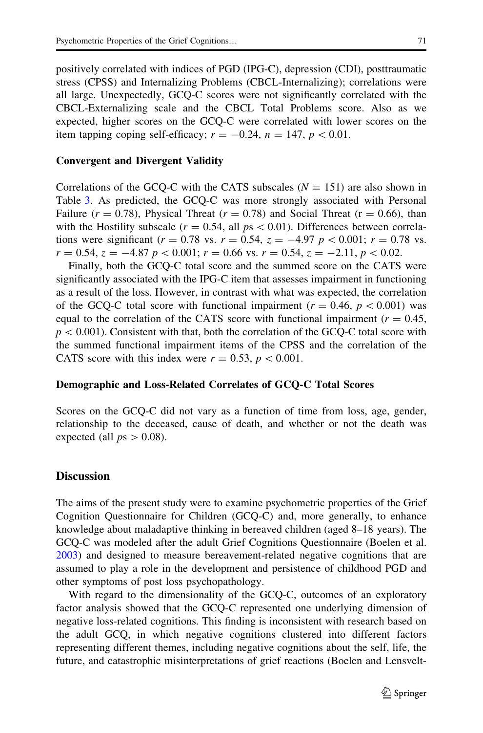positively correlated with indices of PGD (IPG-C), depression (CDI), posttraumatic stress (CPSS) and Internalizing Problems (CBCL-Internalizing); correlations were all large. Unexpectedly, GCQ-C scores were not significantly correlated with the CBCL-Externalizing scale and the CBCL Total Problems score. Also as we expected, higher scores on the GCQ-C were correlated with lower scores on the item tapping coping self-efficacy; $r = -0.24$, $n = 147$, $p < 0.01$.

### Convergent and Divergent Validity

Correlations of the GCQ-C with the CATS subscales ($N = 151$) are also shown in Table 3. As predicted, the GCQ-C was more strongly associated with Personal Failure ($r = 0.78$), Physical Threat ($r = 0.78$) and Social Threat ($r = 0.66$), than with the Hostility subscale ($r = 0.54$, all $ps < 0.01$). Differences between correlations were significant ($r = 0.78$ vs. $r = 0.54$, $z = -4.97$ $p < 0.001$; $r = 0.78$ vs. $r = 0.54$, $z = -4.87$ $p < 0.001$; $r = 0.66$ vs. $r = 0.54$, $z = -2.11$, $p < 0.02$.

Finally, both the GCQ-C total score and the summed score on the CATS were significantly associated with the IPG-C item that assesses impairment in functioning as a result of the loss. However, in contrast with what was expected, the correlation of the GCQ-C total score with functional impairment ($r = 0.46$, $p < 0.001$) was equal to the correlation of the CATS score with functional impairment ($r = 0.45$, $p < 0.001$). Consistent with that, both the correlation of the GCQ-C total score with the summed functional impairment items of the CPSS and the correlation of the CATS score with this index were $r = 0.53$, $p < 0.001$.

### Demographic and Loss-Related Correlates of GCQ-C Total Scores

Scores on the GCQ-C did not vary as a function of time from loss, age, gender, relationship to the deceased, cause of death, and whether or not the death was expected (all $ps > 0.08$).

## Discussion

The aims of the present study were to examine psychometric properties of the Grief Cognition Questionnaire for Children (GCQ-C) and, more generally, to enhance knowledge about maladaptive thinking in bereaved children (aged 8–18 years). The GCQ-C was modeled after the adult Grief Cognitions Questionnaire (Boelen et al. 2003) and designed to measure bereavement-related negative cognitions that are assumed to play a role in the development and persistence of childhood PGD and other symptoms of post loss psychopathology.

With regard to the dimensionality of the GCQ-C, outcomes of an exploratory factor analysis showed that the GCQ-C represented one underlying dimension of negative loss-related cognitions. This finding is inconsistent with research based on the adult GCQ, in which negative cognitions clustered into different factors representing different themes, including negative cognitions about the self, life, the future, and catastrophic misinterpretations of grief reactions (Boelen and Lensvelt-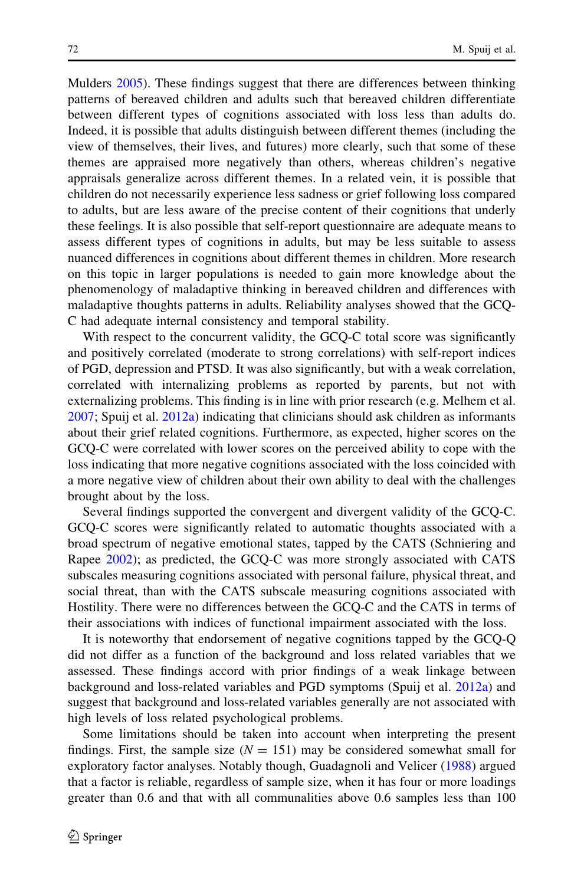Mulders 2005). These findings suggest that there are differences between thinking patterns of bereaved children and adults such that bereaved children differentiate between different types of cognitions associated with loss less than adults do. Indeed, it is possible that adults distinguish between different themes (including the view of themselves, their lives, and futures) more clearly, such that some of these themes are appraised more negatively than others, whereas children's negative appraisals generalize across different themes. In a related vein, it is possible that children do not necessarily experience less sadness or grief following loss compared to adults, but are less aware of the precise content of their cognitions that underly these feelings. It is also possible that self-report questionnaire are adequate means to assess different types of cognitions in adults, but may be less suitable to assess nuanced differences in cognitions about different themes in children. More research on this topic in larger populations is needed to gain more knowledge about the phenomenology of maladaptive thinking in bereaved children and differences with maladaptive thoughts patterns in adults. Reliability analyses showed that the GCQ-C had adequate internal consistency and temporal stability.

With respect to the concurrent validity, the GCQ-C total score was significantly and positively correlated (moderate to strong correlations) with self-report indices of PGD, depression and PTSD. It was also significantly, but with a weak correlation, correlated with internalizing problems as reported by parents, but not with externalizing problems. This finding is in line with prior research (e.g. Melhem et al. 2007; Spuij et al. 2012a) indicating that clinicians should ask children as informants about their grief related cognitions. Furthermore, as expected, higher scores on the GCQ-C were correlated with lower scores on the perceived ability to cope with the loss indicating that more negative cognitions associated with the loss coincided with a more negative view of children about their own ability to deal with the challenges brought about by the loss.

Several findings supported the convergent and divergent validity of the GCQ-C. GCQ-C scores were significantly related to automatic thoughts associated with a broad spectrum of negative emotional states, tapped by the CATS (Schniering and Rapee 2002); as predicted, the GCQ-C was more strongly associated with CATS subscales measuring cognitions associated with personal failure, physical threat, and social threat, than with the CATS subscale measuring cognitions associated with Hostility. There were no differences between the GCQ-C and the CATS in terms of their associations with indices of functional impairment associated with the loss.

It is noteworthy that endorsement of negative cognitions tapped by the GCQ-Q did not differ as a function of the background and loss related variables that we assessed. These findings accord with prior findings of a weak linkage between background and loss-related variables and PGD symptoms (Spuij et al. 2012a) and suggest that background and loss-related variables generally are not associated with high levels of loss related psychological problems.

Some limitations should be taken into account when interpreting the present findings. First, the sample size ($N = 151$) may be considered somewhat small for exploratory factor analyses. Notably though, Guadagnoli and Velicer (1988) argued that a factor is reliable, regardless of sample size, when it has four or more loadings greater than 0.6 and that with all communalities above 0.6 samples less than 100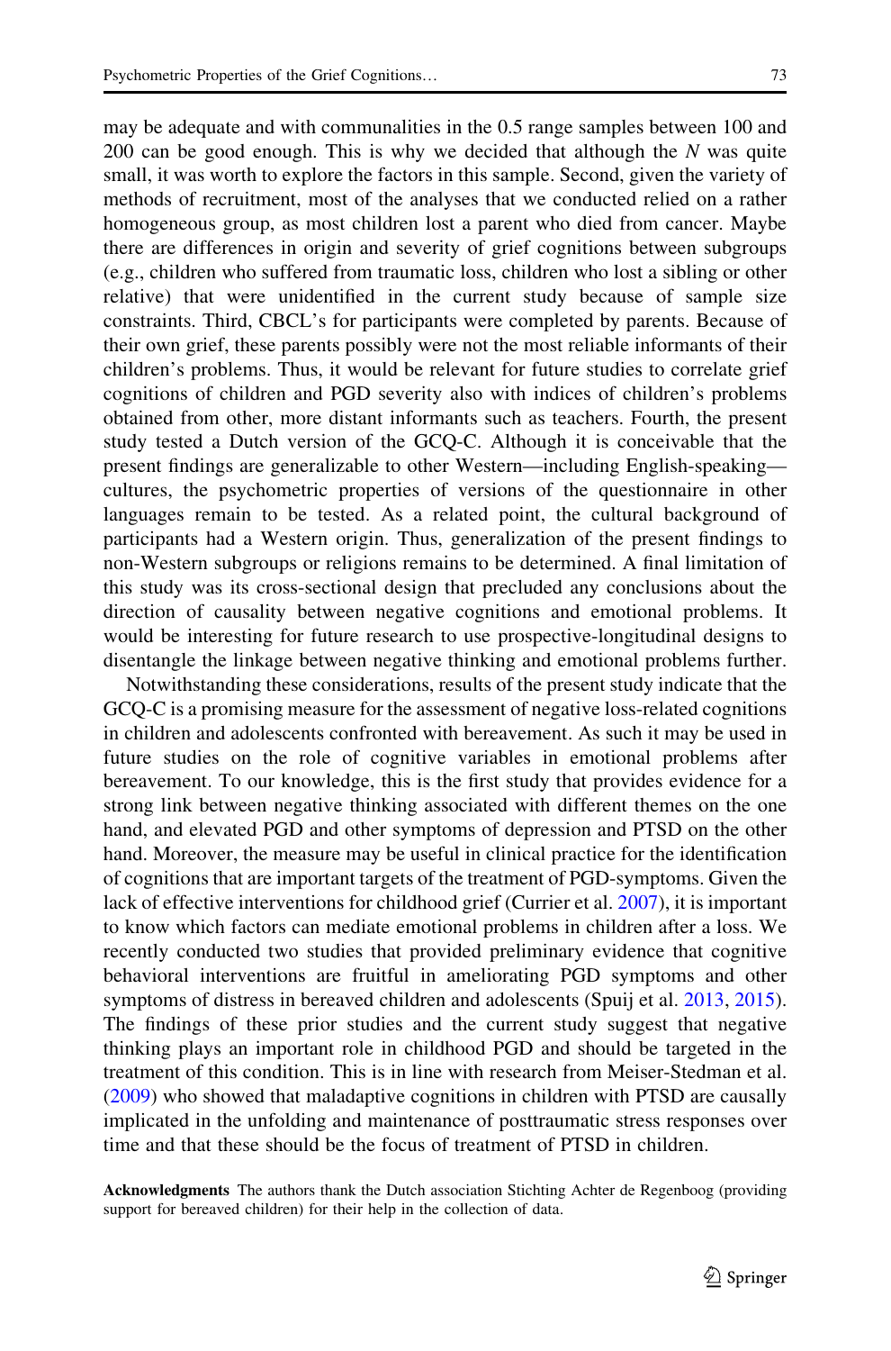may be adequate and with communalities in the 0.5 range samples between 100 and 200 can be good enough. This is why we decided that although the *N* was quite small, it was worth to explore the factors in this sample. Second, given the variety of methods of recruitment, most of the analyses that we conducted relied on a rather homogeneous group, as most children lost a parent who died from cancer. Maybe there are differences in origin and severity of grief cognitions between subgroups (e.g., children who suffered from traumatic loss, children who lost a sibling or other relative) that were unidentified in the current study because of sample size constraints. Third, CBCL's for participants were completed by parents. Because of their own grief, these parents possibly were not the most reliable informants of their children's problems. Thus, it would be relevant for future studies to correlate grief cognitions of children and PGD severity also with indices of children's problems obtained from other, more distant informants such as teachers. Fourth, the present study tested a Dutch version of the GCQ-C. Although it is conceivable that the present findings are generalizable to other Western—including English-speaking—cultures, the psychometric properties of versions of the questionnaire in other languages remain to be tested. As a related point, the cultural background of participants had a Western origin. Thus, generalization of the present findings to non-Western subgroups or religions remains to be determined. A final limitation of this study was its cross-sectional design that precluded any conclusions about the direction of causality between negative cognitions and emotional problems. It would be interesting for future research to use prospective-longitudinal designs to disentangle the linkage between negative thinking and emotional problems further.

Notwithstanding these considerations, results of the present study indicate that the GCQ-C is a promising measure for the assessment of negative loss-related cognitions in children and adolescents confronted with bereavement. As such it may be used in future studies on the role of cognitive variables in emotional problems after bereavement. To our knowledge, this is the first study that provides evidence for a strong link between negative thinking associated with different themes on the one hand, and elevated PGD and other symptoms of depression and PTSD on the other hand. Moreover, the measure may be useful in clinical practice for the identification of cognitions that are important targets of the treatment of PGD-symptoms. Given the lack of effective interventions for childhood grief (Currier et al. 2007), it is important to know which factors can mediate emotional problems in children after a loss. We recently conducted two studies that provided preliminary evidence that cognitive behavioral interventions are fruitful in ameliorating PGD symptoms and other symptoms of distress in bereaved children and adolescents (Spuij et al. 2013, 2015). The findings of these prior studies and the current study suggest that negative thinking plays an important role in childhood PGD and should be targeted in the treatment of this condition. This is in line with research from Meiser-Stedman et al. (2009) who showed that maladaptive cognitions in children with PTSD are causally implicated in the unfolding and maintenance of posttraumatic stress responses over time and that these should be the focus of treatment of PTSD in children.

**Acknowledgments** The authors thank the Dutch association Stichting Achter de Regenboog (providing support for bereaved children) for their help in the collection of data.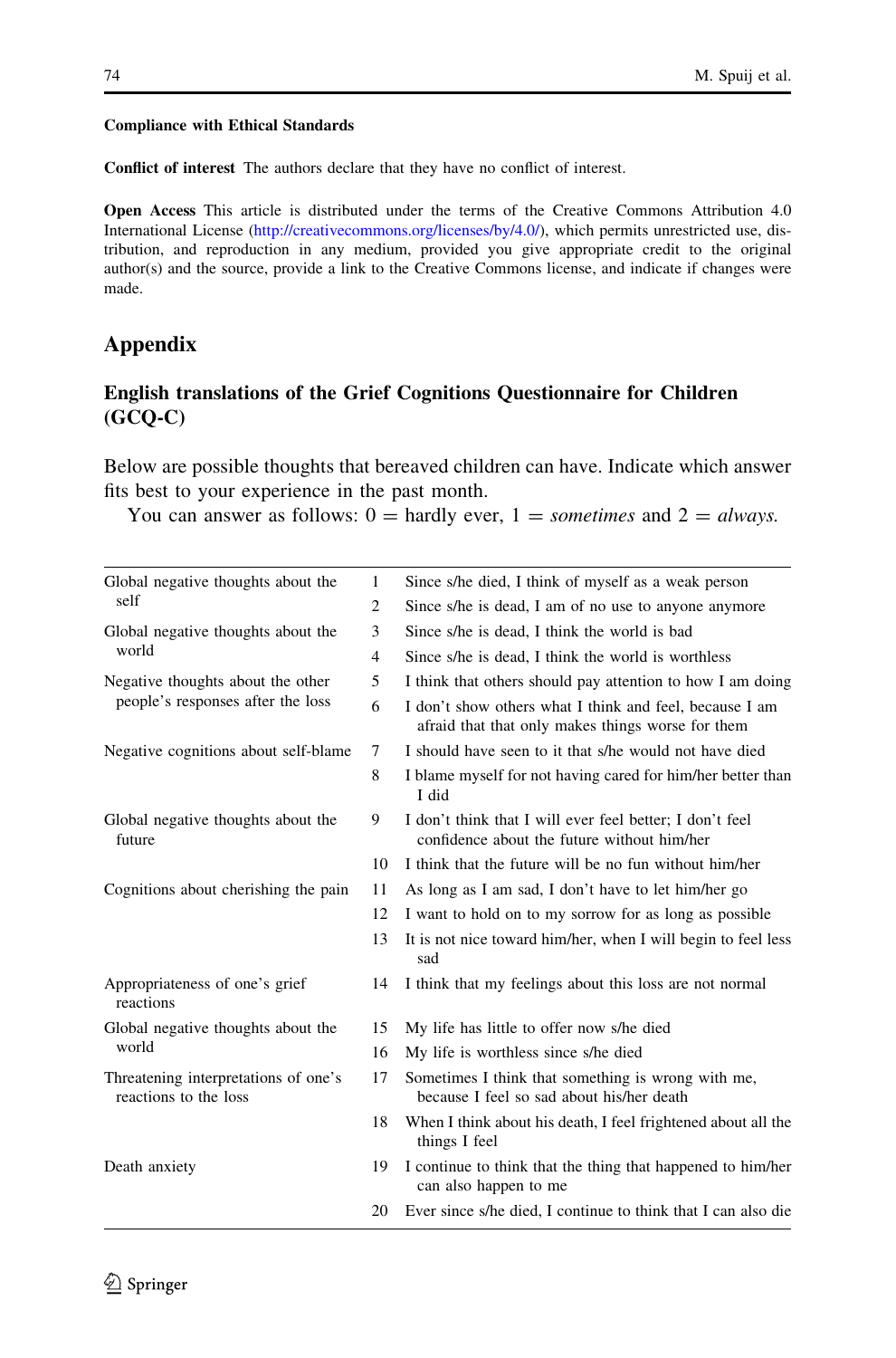**Compliance with Ethical Standards**

**Conflict of interest** The authors declare that they have no conflict of interest.

**Open Access** This article is distributed under the terms of the Creative Commons Attribution 4.0 International License (http://creativecommons.org/licenses/by/4.0/), which permits unrestricted use, distribution, and reproduction in any medium, provided you give appropriate credit to the original author(s) and the source, provide a link to the Creative Commons license, and indicate if changes were made.

## Appendix

### English translations of the Grief Cognitions Questionnaire for Children (GCQ-C)

Below are possible thoughts that bereaved children can have. Indicate which answer fits best to your experience in the past month.

You can answer as follows: 0 = hardly ever, 1 = *sometimes* and 2 = *always.*

| | | |
|---|---|---|
| Global negative thoughts about the self | 1 | Since s/he died, I think of myself as a weak person |
| | 2 | Since s/he is dead, I am of no use to anyone anymore |
| Global negative thoughts about the world | 3 | Since s/he is dead, I think the world is bad |
| | 4 | Since s/he is dead, I think the world is worthless |
| Negative thoughts about the other people's responses after the loss | 5 | I think that others should pay attention to how I am doing |
| | 6 | I don't show others what I think and feel, because I am afraid that that only makes things worse for them |
| Negative cognitions about self-blame | 7 | I should have seen to it that s/he would not have died |
| | 8 | I blame myself for not having cared for him/her better than I did |
| Global negative thoughts about the future | 9 | I don't think that I will ever feel better; I don't feel confidence about the future without him/her |
| | 10 | I think that the future will be no fun without him/her |
| Cognitions about cherishing the pain | 11 | As long as I am sad, I don't have to let him/her go |
| | 12 | I want to hold on to my sorrow for as long as possible |
| | 13 | It is not nice toward him/her, when I will begin to feel less sad |
| Appropriateness of one's grief reactions | 14 | I think that my feelings about this loss are not normal |
| Global negative thoughts about the world | 15 | My life has little to offer now s/he died |
| | 16 | My life is worthless since s/he died |
| Threatening interpretations of one's reactions to the loss | 17 | Sometimes I think that something is wrong with me, because I feel so sad about his/her death |
| | 18 | When I think about his death, I feel frightened about all the things I feel |
| Death anxiety | 19 | I continue to think that the thing that happened to him/her can also happen to me |
| | 20 | Ever since s/he died, I continue to think that I can also die |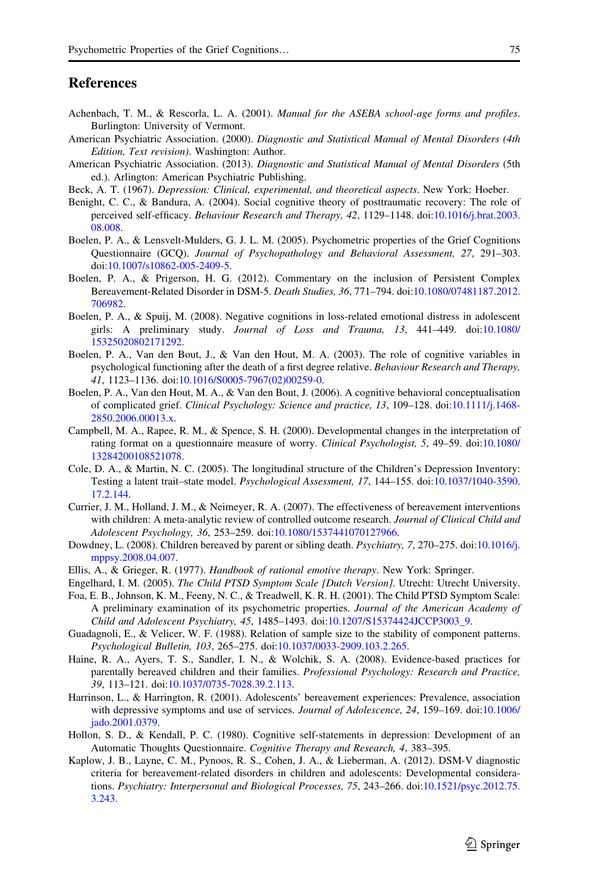## References

Achenbach, T. M., & Rescorla, L. A. (2001). *Manual for the ASEBA school-age forms and profiles*. Burlington: University of Vermont.

American Psychiatric Association. (2000). *Diagnostic and Statistical Manual of Mental Disorders (4th Edition, Text revision)*. Washington: Author.

American Psychiatric Association. (2013). *Diagnostic and Statistical Manual of Mental Disorders* (5th ed.). Arlington: American Psychiatric Publishing.

Beck, A. T. (1967). *Depression: Clinical, experimental, and theoretical aspects*. New York: Hoeber.

Benight, C. C., & Bandura, A. (2004). Social cognitive theory of posttraumatic recovery: The role of perceived self-efficacy. *Behaviour Research and Therapy, 42*, 1129–1148. doi:10.1016/j.brat.2003.08.008.

Boelen, P. A., & Lensvelt-Mulders, G. J. L. M. (2005). Psychometric properties of the Grief Cognitions Questionnaire (GCQ). *Journal of Psychopathology and Behavioral Assessment, 27*, 291–303. doi:10.1007/s10862-005-2409-5.

Boelen, P. A., & Prigerson, H. G. (2012). Commentary on the inclusion of Persistent Complex Bereavement-Related Disorder in DSM-5. *Death Studies, 36*, 771–794. doi:10.1080/07481187.2012.706982.

Boelen, P. A., & Spuij, M. (2008). Negative cognitions in loss-related emotional distress in adolescent girls: A preliminary study. *Journal of Loss and Trauma, 13*, 441–449. doi:10.1080/15325020802171292.

Boelen, P. A., Van den Bout, J., & Van den Hout, M. A. (2003). The role of cognitive variables in psychological functioning after the death of a first degree relative. *Behaviour Research and Therapy, 41*, 1123–1136. doi:10.1016/S0005-7967(02)00259-0.

Boelen, P. A., Van den Hout, M. A., & Van den Bout, J. (2006). A cognitive behavioral conceptualisation of complicated grief. *Clinical Psychology: Science and practice, 13*, 109–128. doi:10.1111/j.1468-2850.2006.00013.x.

Campbell, M. A., Rapee, R. M., & Spence, S. H. (2000). Developmental changes in the interpretation of rating format on a questionnaire measure of worry. *Clinical Psychologist, 5*, 49–59. doi:10.1080/13284200108521078.

Cole, D. A., & Martin, N. C. (2005). The longitudinal structure of the Children's Depression Inventory: Testing a latent trait–state model. *Psychological Assessment, 17*, 144–155. doi:10.1037/1040-3590.17.2.144.

Currier, J. M., Holland, J. M., & Neimeyer, R. A. (2007). The effectiveness of bereavement interventions with children: A meta-analytic review of controlled outcome research. *Journal of Clinical Child and Adolescent Psychology, 36*, 253–259. doi:10.1080/1537441070127966.

Dowdney, L. (2008). Children bereaved by parent or sibling death. *Psychiatry, 7*, 270–275. doi:10.1016/j.mppsy.2008.04.007.

Ellis, A., & Grieger, R. (1977). *Handbook of rational emotive therapy*. New York: Springer.

Engelhard, I. M. (2005). *The Child PTSD Symptom Scale [Dutch Version]*. Utrecht: Utrecht University.

Foa, E. B., Johnson, K. M., Feeny, N. C., & Treadwell, K. R. H. (2001). The Child PTSD Symptom Scale: A preliminary examination of its psychometric properties. *Journal of the American Academy of Child and Adolescent Psychiatry, 45*, 1485–1493. doi:10.1207/S15374424JCCP3003_9.

Guadagnoli, E., & Velicer, W. F. (1988). Relation of sample size to the stability of component patterns. *Psychological Bulletin, 103*, 265–275. doi:10.1037/0033-2909.103.2.265.

Haine, R. A., Ayers, T. S., Sandler, I. N., & Wolchik, S. A. (2008). Evidence-based practices for parentally bereaved children and their families. *Professional Psychology: Research and Practice, 39*, 113–121. doi:10.1037/0735-7028.39.2.113.

Harrinson, L., & Harrington, R. (2001). Adolescents' bereavement experiences: Prevalence, association with depressive symptoms and use of services. *Journal of Adolescence, 24*, 159–169. doi:10.1006/jado.2001.0379.

Hollon, S. D., & Kendall, P. C. (1980). Cognitive self-statements in depression: Development of an Automatic Thoughts Questionnaire. *Cognitive Therapy and Research, 4*, 383–395.

Kaplow, J. B., Layne, C. M., Pynoos, R. S., Cohen, J. A., & Lieberman, A. (2012). DSM-V diagnostic criteria for bereavement-related disorders in children and adolescents: Developmental considerations. *Psychiatry: Interpersonal and Biological Processes, 75*, 243–266. doi:10.1521/psyc.2012.75.3.243.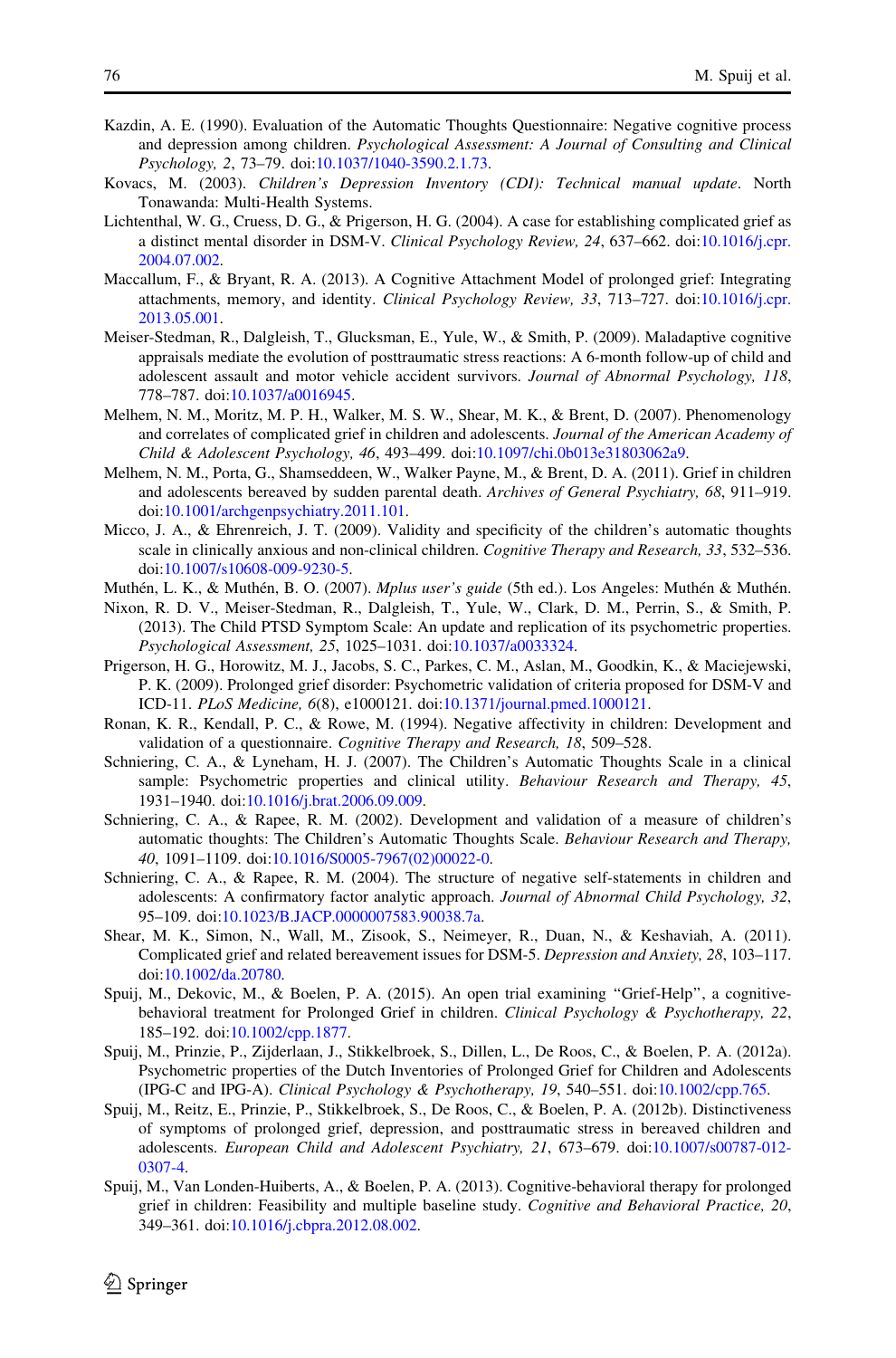Kazdin, A. E. (1990). Evaluation of the Automatic Thoughts Questionnaire: Negative cognitive process and depression among children. *Psychological Assessment: A Journal of Consulting and Clinical Psychology, 2*, 73–79. doi:10.1037/1040-3590.2.1.73.

Kovacs, M. (2003). *Children's Depression Inventory (CDI): Technical manual update*. North Tonawanda: Multi-Health Systems.

Lichtenthal, W. G., Cruess, D. G., & Prigerson, H. G. (2004). A case for establishing complicated grief as a distinct mental disorder in DSM-V. *Clinical Psychology Review, 24*, 637–662. doi:10.1016/j.cpr.2004.07.002.

Maccallum, F., & Bryant, R. A. (2013). A Cognitive Attachment Model of prolonged grief: Integrating attachments, memory, and identity. *Clinical Psychology Review, 33*, 713–727. doi:10.1016/j.cpr.2013.05.001.

Meiser-Stedman, R., Dalgleish, T., Glucksman, E., Yule, W., & Smith, P. (2009). Maladaptive cognitive appraisals mediate the evolution of posttraumatic stress reactions: A 6-month follow-up of child and adolescent assault and motor vehicle accident survivors. *Journal of Abnormal Psychology, 118*, 778–787. doi:10.1037/a0016945.

Melhem, N. M., Moritz, M. P. H., Walker, M. S. W., Shear, M. K., & Brent, D. (2007). Phenomenology and correlates of complicated grief in children and adolescents. *Journal of the American Academy of Child & Adolescent Psychology, 46*, 493–499. doi:10.1097/chi.0b013e31803062a9.

Melhem, N. M., Porta, G., Shamseddeen, W., Walker Payne, M., & Brent, D. A. (2011). Grief in children and adolescents bereaved by sudden parental death. *Archives of General Psychiatry, 68*, 911–919. doi:10.1001/archgenpsychiatry.2011.101.

Micco, J. A., & Ehrenreich, J. T. (2009). Validity and specificity of the children's automatic thoughts scale in clinically anxious and non-clinical children. *Cognitive Therapy and Research, 33*, 532–536. doi:10.1007/s10608-009-9230-5.

Muthén, L. K., & Muthén, B. O. (2007). *Mplus user's guide* (5th ed.). Los Angeles: Muthén & Muthén.

Nixon, R. D. V., Meiser-Stedman, R., Dalgleish, T., Yule, W., Clark, D. M., Perrin, S., & Smith, P. (2013). The Child PTSD Symptom Scale: An update and replication of its psychometric properties. *Psychological Assessment, 25*, 1025–1031. doi:10.1037/a0033324.

Prigerson, H. G., Horowitz, M. J., Jacobs, S. C., Parkes, C. M., Aslan, M., Goodkin, K., & Maciejewski, P. K. (2009). Prolonged grief disorder: Psychometric validation of criteria proposed for DSM-V and ICD-11. *PLoS Medicine, 6*(8), e1000121. doi:10.1371/journal.pmed.1000121.

Ronan, K. R., Kendall, P. C., & Rowe, M. (1994). Negative affectivity in children: Development and validation of a questionnaire. *Cognitive Therapy and Research, 18*, 509–528.

Schniering, C. A., & Lyneham, H. J. (2007). The Children's Automatic Thoughts Scale in a clinical sample: Psychometric properties and clinical utility. *Behaviour Research and Therapy, 45*, 1931–1940. doi:10.1016/j.brat.2006.09.009.

Schniering, C. A., & Rapee, R. M. (2002). Development and validation of a measure of children's automatic thoughts: The Children's Automatic Thoughts Scale. *Behaviour Research and Therapy, 40*, 1091–1109. doi:10.1016/S0005-7967(02)00022-0.

Schniering, C. A., & Rapee, R. M. (2004). The structure of negative self-statements in children and adolescents: A confirmatory factor analytic approach. *Journal of Abnormal Child Psychology, 32*, 95–109. doi:10.1023/B.JACP.0000007583.90038.7a.

Shear, M. K., Simon, N., Wall, M., Zisook, S., Neimeyer, R., Duan, N., & Keshaviah, A. (2011). Complicated grief and related bereavement issues for DSM-5. *Depression and Anxiety, 28*, 103–117. doi:10.1002/da.20780.

Spuij, M., Dekovic, M., & Boelen, P. A. (2015). An open trial examining "Grief-Help", a cognitive-behavioral treatment for Prolonged Grief in children. *Clinical Psychology & Psychotherapy, 22*, 185–192. doi:10.1002/cpp.1877.

Spuij, M., Prinzie, P., Zijderlaan, J., Stikkelbroek, S., Dillen, L., De Roos, C., & Boelen, P. A. (2012a). Psychometric properties of the Dutch Inventories of Prolonged Grief for Children and Adolescents (IPG-C and IPG-A). *Clinical Psychology & Psychotherapy, 19*, 540–551. doi:10.1002/cpp.765.

Spuij, M., Reitz, E., Prinzie, P., Stikkelbroek, S., De Roos, C., & Boelen, P. A. (2012b). Distinctiveness of symptoms of prolonged grief, depression, and posttraumatic stress in bereaved children and adolescents. *European Child and Adolescent Psychiatry, 21*, 673–679. doi:10.1007/s00787-012-0307-4.

Spuij, M., Van Londen-Huiberts, A., & Boelen, P. A. (2013). Cognitive-behavioral therapy for prolonged grief in children: Feasibility and multiple baseline study. *Cognitive and Behavioral Practice, 20*, 349–361. doi:10.1016/j.cbpra.2012.08.002.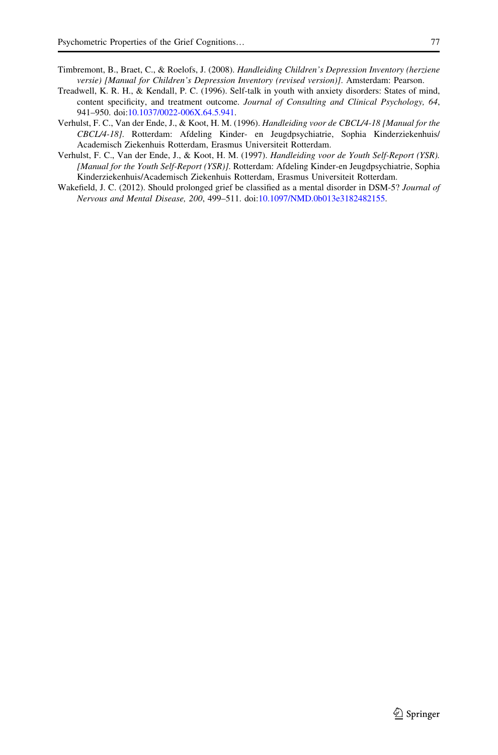Timbremont, B., Braet, C., & Roelofs, J. (2008). *Handleiding Children's Depression Inventory (herziene versie) [Manual for Children's Depression Inventory (revised version)]*. Amsterdam: Pearson.

Treadwell, K. R. H., & Kendall, P. C. (1996). Self-talk in youth with anxiety disorders: States of mind, content specificity, and treatment outcome. *Journal of Consulting and Clinical Psychology, 64*, 941–950. doi:10.1037/0022-006X.64.5.941.

Verhulst, F. C., Van der Ende, J., & Koot, H. M. (1996). *Handleiding voor de CBCL/4-18 [Manual for the CBCL/4-18]*. Rotterdam: Afdeling Kinder- en Jeugdpsychiatrie, Sophia Kinderziekenhuis/Academisch Ziekenhuis Rotterdam, Erasmus Universiteit Rotterdam.

Verhulst, F. C., Van der Ende, J., & Koot, H. M. (1997). *Handleiding voor de Youth Self-Report (YSR). [Manual for the Youth Self-Report (YSR)]*. Rotterdam: Afdeling Kinder-en Jeugdpsychiatrie, Sophia Kinderziekenhuis/Academisch Ziekenhuis Rotterdam, Erasmus Universiteit Rotterdam.

Wakefield, J. C. (2012). Should prolonged grief be classified as a mental disorder in DSM-5? *Journal of Nervous and Mental Disease, 200*, 499–511. doi:10.1097/NMD.0b013e3182482155.